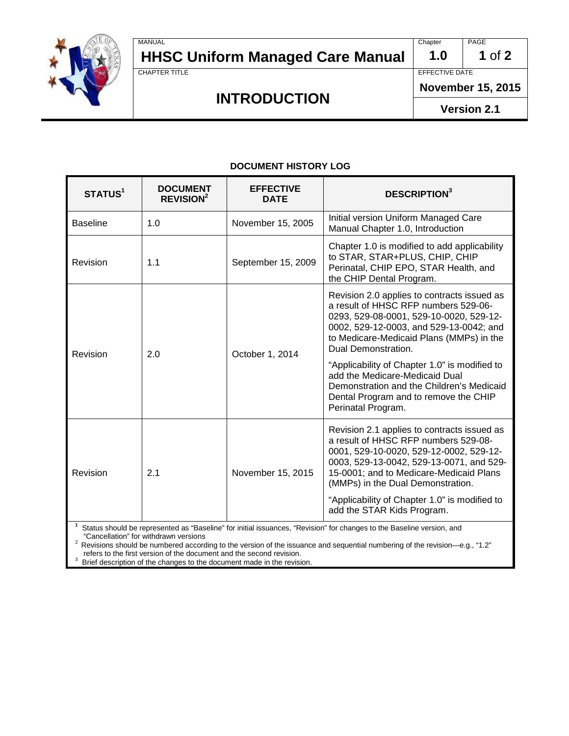| MANUAL | Chapter | PAGE |
|---|---|---|
| **HHSC Uniform Managed Care Manual** | **1.0** | |
| CHAPTER TITLE | EFFECTIVE DATE | |
| **INTRODUCTION** | **November 15, 2015** | |
| | **Version 2.1** | |

## DOCUMENT HISTORY LOG

| STATUS[1] | DOCUMENT REVISION[2] | EFFECTIVE DATE | DESCRIPTION[3] |
|---|---|---|---|
| Baseline | 1.0 | November 15, 2005 | Initial version Uniform Managed Care Manual Chapter 1.0, Introduction |
| Revision | 1.1 | September 15, 2009 | Chapter 1.0 is modified to add applicability to STAR, STAR+PLUS, CHIP, CHIP Perinatal, CHIP EPO, STAR Health, and the CHIP Dental Program. |
| Revision | 2.0 | October 1, 2014 | Revision 2.0 applies to contracts issued as a result of HHSC RFP numbers 529-06-0293, 529-08-0001, 529-10-0020, 529-12-0002, 529-12-0003, and 529-13-0042; and to Medicare-Medicaid Plans (MMPs) in the Dual Demonstration.<br><br>"Applicability of Chapter 1.0" is modified to add the Medicare-Medicaid Dual Demonstration and the Children's Medicaid Dental Program and to remove the CHIP Perinatal Program. |
| Revision | 2.1 | November 15, 2015 | Revision 2.1 applies to contracts issued as a result of HHSC RFP numbers 529-08-0001, 529-10-0020, 529-12-0002, 529-12-0003, 529-13-0042, 529-13-0071, and 529-15-0001; and to Medicare-Medicaid Plans (MMPs) in the Dual Demonstration.<br><br>"Applicability of Chapter 1.0" is modified to add the STAR Kids Program. |

[1] Status should be represented as "Baseline" for initial issuances, "Revision" for changes to the Baseline version, and "Cancellation" for withdrawn versions

[2] Revisions should be numbered according to the version of the issuance and sequential numbering of the revision—e.g., "1.2" refers to the first version of the document and the second revision.

[3] Brief description of the changes to the document made in the revision.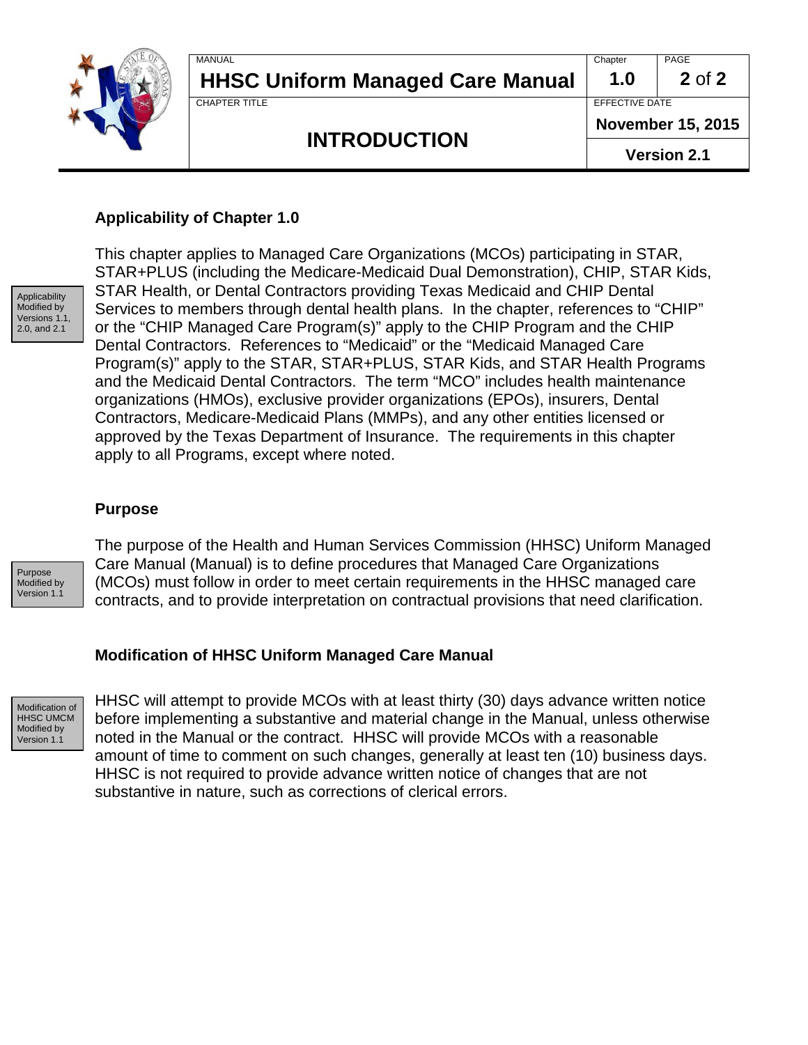## Applicability of Chapter 1.0

Applicability Modified by Versions 1.1, 2.0, and 2.1

This chapter applies to Managed Care Organizations (MCOs) participating in STAR, STAR+PLUS (including the Medicare-Medicaid Dual Demonstration), CHIP, STAR Kids, STAR Health, or Dental Contractors providing Texas Medicaid and CHIP Dental Services to members through dental health plans. In the chapter, references to "CHIP" or the "CHIP Managed Care Program(s)" apply to the CHIP Program and the CHIP Dental Contractors. References to "Medicaid" or the "Medicaid Managed Care Program(s)" apply to the STAR, STAR+PLUS, STAR Kids, and STAR Health Programs and the Medicaid Dental Contractors. The term "MCO" includes health maintenance organizations (HMOs), exclusive provider organizations (EPOs), insurers, Dental Contractors, Medicare-Medicaid Plans (MMPs), and any other entities licensed or approved by the Texas Department of Insurance. The requirements in this chapter apply to all Programs, except where noted.

## Purpose

Purpose Modified by Version 1.1

The purpose of the Health and Human Services Commission (HHSC) Uniform Managed Care Manual (Manual) is to define procedures that Managed Care Organizations (MCOs) must follow in order to meet certain requirements in the HHSC managed care contracts, and to provide interpretation on contractual provisions that need clarification.

## Modification of HHSC Uniform Managed Care Manual

Modification of HHSC UMCM Modified by Version 1.1

HHSC will attempt to provide MCOs with at least thirty (30) days advance written notice before implementing a substantive and material change in the Manual, unless otherwise noted in the Manual or the contract. HHSC will provide MCOs with a reasonable amount of time to comment on such changes, generally at least ten (10) business days. HHSC is not required to provide advance written notice of changes that are not substantive in nature, such as corrections of clerical errors.